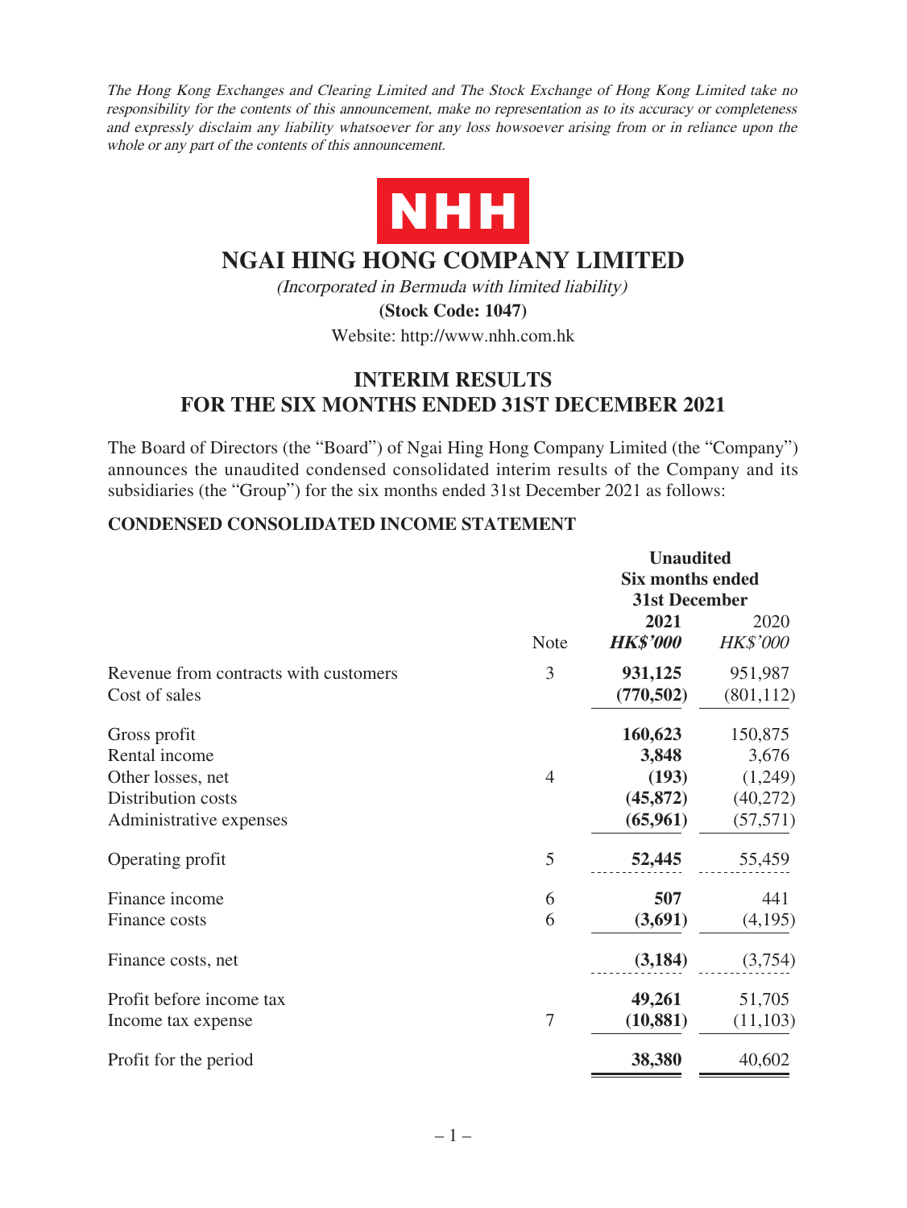*The Hong Kong Exchanges and Clearing Limited and The Stock Exchange of Hong Kong Limited take no responsibility for the contents of this announcement, make no representation as to its accuracy or completeness and expressly disclaim any liability whatsoever for any loss howsoever arising from or in reliance upon the whole or any part of the contents of this announcement.*

NHH

# NGAI HING HONG COMPANY LIMITED

*(Incorporated in Bermuda with limited liability)*

**(Stock Code: 1047)**

Website: http://www.nhh.com.hk

## INTERIM RESULTS FOR THE SIX MONTHS ENDED 31ST DECEMBER 2021

The Board of Directors (the "Board") of Ngai Hing Hong Company Limited (the "Company") announces the unaudited condensed consolidated interim results of the Company and its subsidiaries (the "Group") for the six months ended 31st December 2021 as follows:

### CONDENSED CONSOLIDATED INCOME STATEMENT

| | Note | **Unaudited Six months ended 31st December 2021** | Unaudited Six months ended 31st December 2020 |
|---|---|---|---|
| | | ***HK$'000*** | *HK$'000* |
| Revenue from contracts with customers | 3 | **931,125** | 951,987 |
| Cost of sales | | **(770,502)** | (801,112) |
| Gross profit | | **160,623** | 150,875 |
| Rental income | | **3,848** | 3,676 |
| Other losses, net | 4 | **(193)** | (1,249) |
| Distribution costs | | **(45,872)** | (40,272) |
| Administrative expenses | | **(65,961)** | (57,571) |
| Operating profit | 5 | **52,445** | 55,459 |
| Finance income | 6 | **507** | 441 |
| Finance costs | 6 | **(3,691)** | (4,195) |
| Finance costs, net | | **(3,184)** | (3,754) |
| Profit before income tax | | **49,261** | 51,705 |
| Income tax expense | 7 | **(10,881)** | (11,103) |
| Profit for the period | | **38,380** | 40,602 |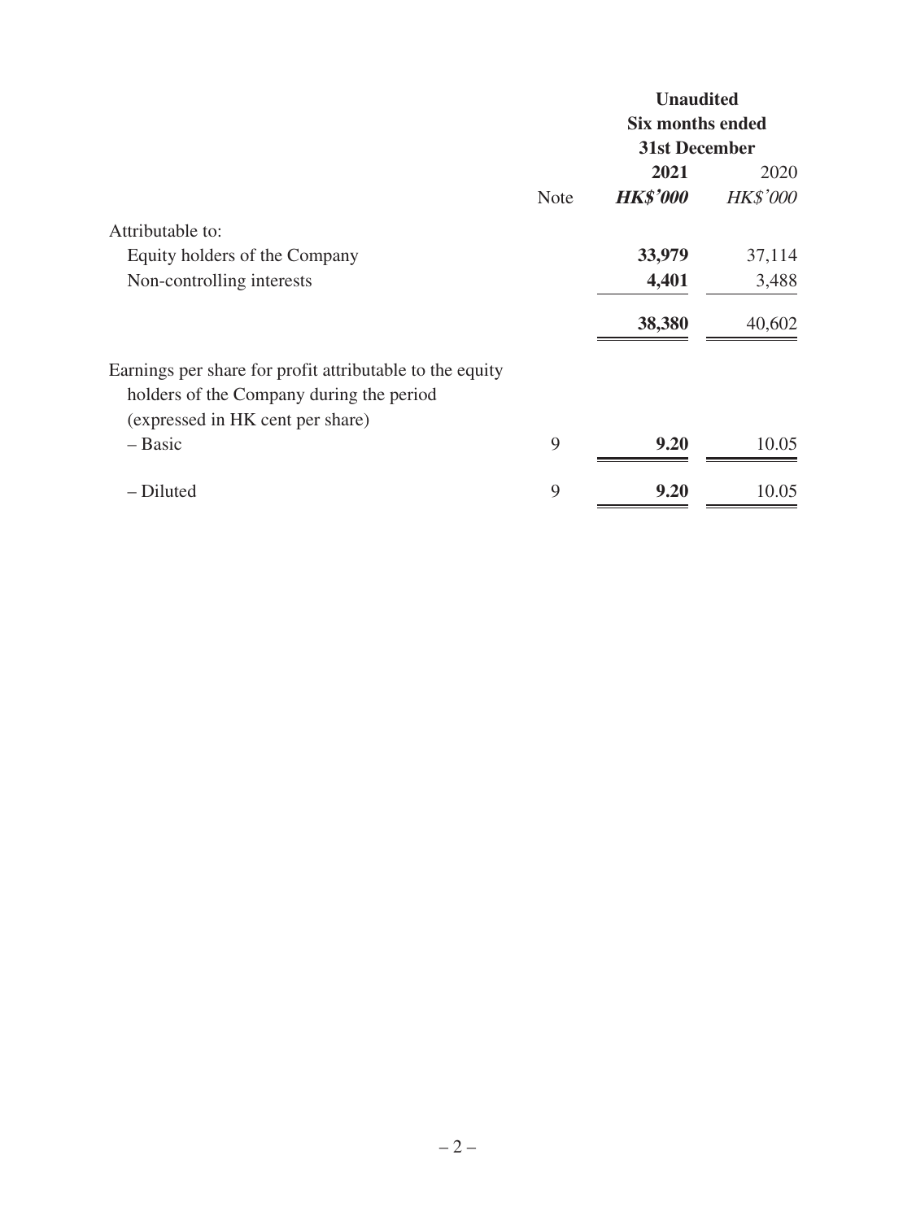| | Note | Unaudited Six months ended 31st December 2021 *HK$'000* | 2020 *HK$'000* |
|---|---|---|---|
| Attributable to: | | | |
| Equity holders of the Company | | **33,979** | 37,114 |
| Non-controlling interests | | **4,401** | 3,488 |
| | | **38,380** | 40,602 |
| Earnings per share for profit attributable to the equity holders of the Company during the period (expressed in HK cent per share) | | | |
| – Basic | 9 | **9.20** | 10.05 |
| – Diluted | 9 | **9.20** | 10.05 |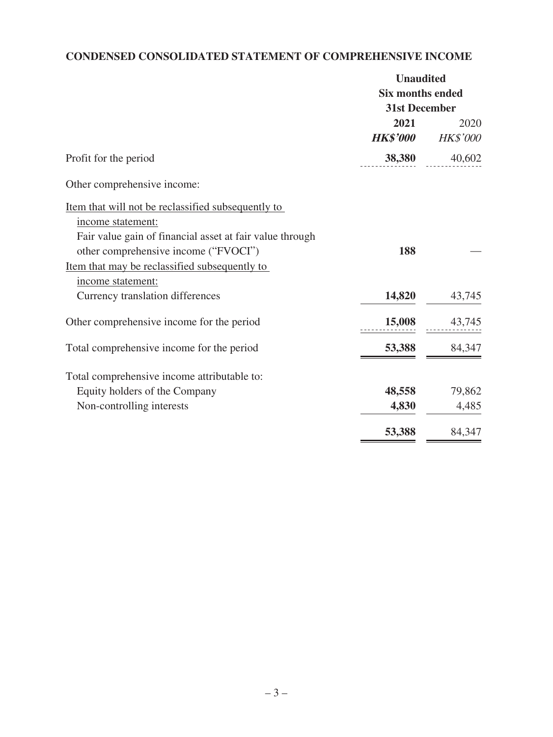## CONDENSED CONSOLIDATED STATEMENT OF COMPREHENSIVE INCOME

| | Unaudited Six months ended 31st December | |
|---|---|---|
| | **2021** | 2020 |
| | ***HK$'000*** | *HK$'000* |
| Profit for the period | **38,380** | 40,602 |
| Other comprehensive income: | | |
| Item that will not be reclassified subsequently to income statement: | | |
| Fair value gain of financial asset at fair value through other comprehensive income ("FVOCI") | **188** | — |
| Item that may be reclassified subsequently to income statement: | | |
| Currency translation differences | **14,820** | 43,745 |
| Other comprehensive income for the period | **15,008** | 43,745 |
| Total comprehensive income for the period | **53,388** | 84,347 |
| Total comprehensive income attributable to: | | |
| Equity holders of the Company | **48,558** | 79,862 |
| Non-controlling interests | **4,830** | 4,485 |
| | **53,388** | 84,347 |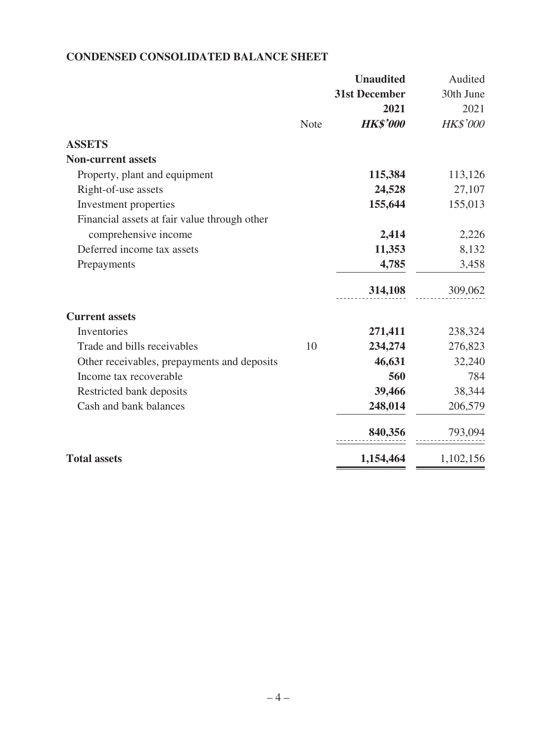**CONDENSED CONSOLIDATED BALANCE SHEET**

| | Note | **Unaudited 31st December 2021 *HK$'000*** | Audited 30th June 2021 *HK$'000* |
|---|---|---|---|
| **ASSETS** | | | |
| **Non-current assets** | | | |
| Property, plant and equipment | | **115,384** | 113,126 |
| Right-of-use assets | | **24,528** | 27,107 |
| Investment properties | | **155,644** | 155,013 |
| Financial assets at fair value through other comprehensive income | | **2,414** | 2,226 |
| Deferred income tax assets | | **11,353** | 8,132 |
| Prepayments | | **4,785** | 3,458 |
| | | **314,108** | 309,062 |
| **Current assets** | | | |
| Inventories | | **271,411** | 238,324 |
| Trade and bills receivables | 10 | **234,274** | 276,823 |
| Other receivables, prepayments and deposits | | **46,631** | 32,240 |
| Income tax recoverable | | **560** | 784 |
| Restricted bank deposits | | **39,466** | 38,344 |
| Cash and bank balances | | **248,014** | 206,579 |
| | | **840,356** | 793,094 |
| **Total assets** | | **1,154,464** | 1,102,156 |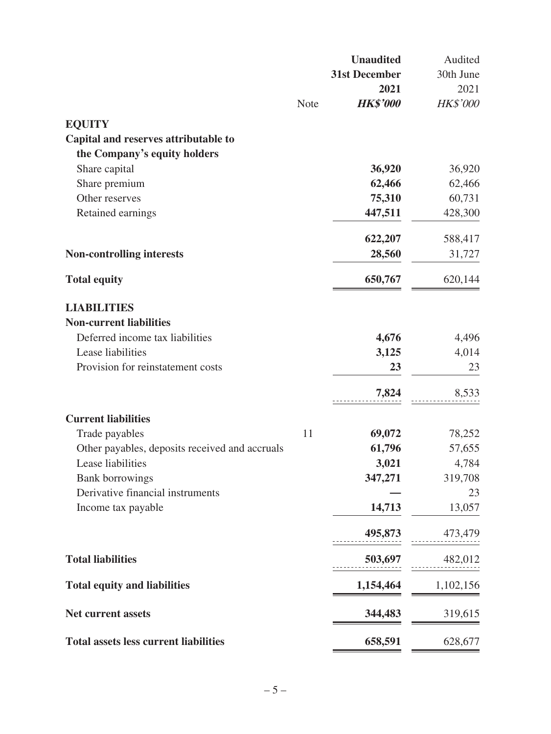| | Note | Unaudited 31st December 2021 *HK$'000* | Audited 30th June 2021 *HK$'000* |
|---|---|---|---|
| **EQUITY** | | | |
| **Capital and reserves attributable to the Company's equity holders** | | | |
| Share capital | | **36,920** | 36,920 |
| Share premium | | **62,466** | 62,466 |
| Other reserves | | **75,310** | 60,731 |
| Retained earnings | | **447,511** | 428,300 |
| | | **622,207** | 588,417 |
| **Non-controlling interests** | | **28,560** | 31,727 |
| **Total equity** | | **650,767** | 620,144 |
| **LIABILITIES** | | | |
| **Non-current liabilities** | | | |
| Deferred income tax liabilities | | **4,676** | 4,496 |
| Lease liabilities | | **3,125** | 4,014 |
| Provision for reinstatement costs | | **23** | 23 |
| | | **7,824** | 8,533 |
| **Current liabilities** | | | |
| Trade payables | 11 | **69,072** | 78,252 |
| Other payables, deposits received and accruals | | **61,796** | 57,655 |
| Lease liabilities | | **3,021** | 4,784 |
| Bank borrowings | | **347,271** | 319,708 |
| Derivative financial instruments | | **—** | 23 |
| Income tax payable | | **14,713** | 13,057 |
| | | **495,873** | 473,479 |
| **Total liabilities** | | **503,697** | 482,012 |
| **Total equity and liabilities** | | **1,154,464** | 1,102,156 |
| **Net current assets** | | **344,483** | 319,615 |
| **Total assets less current liabilities** | | **658,591** | 628,677 |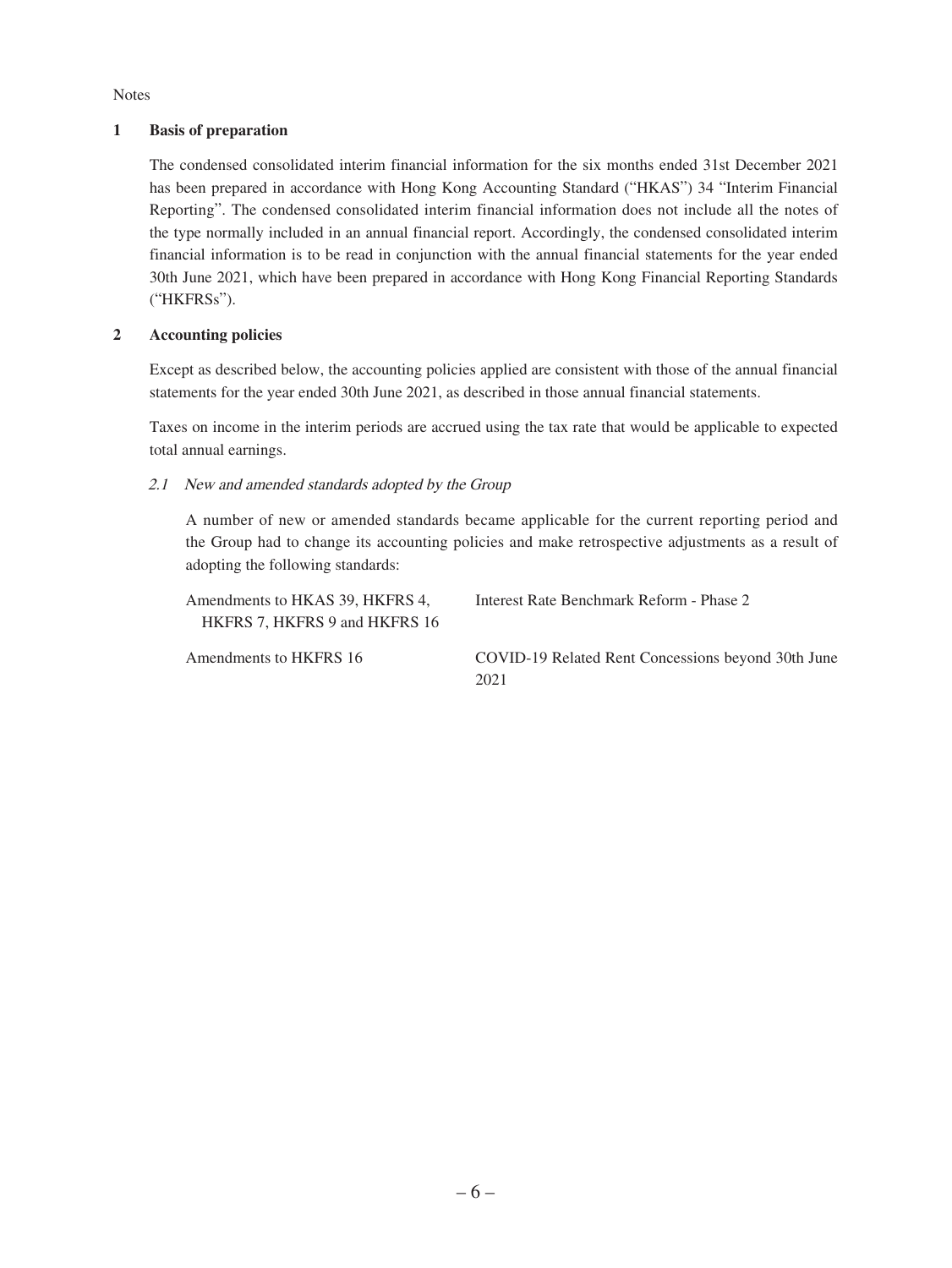Notes

## 1 Basis of preparation

The condensed consolidated interim financial information for the six months ended 31st December 2021 has been prepared in accordance with Hong Kong Accounting Standard ("HKAS") 34 "Interim Financial Reporting". The condensed consolidated interim financial information does not include all the notes of the type normally included in an annual financial report. Accordingly, the condensed consolidated interim financial information is to be read in conjunction with the annual financial statements for the year ended 30th June 2021, which have been prepared in accordance with Hong Kong Financial Reporting Standards ("HKFRSs").

## 2 Accounting policies

Except as described below, the accounting policies applied are consistent with those of the annual financial statements for the year ended 30th June 2021, as described in those annual financial statements.

Taxes on income in the interim periods are accrued using the tax rate that would be applicable to expected total annual earnings.

### *2.1 New and amended standards adopted by the Group*

A number of new or amended standards became applicable for the current reporting period and the Group had to change its accounting policies and make retrospective adjustments as a result of adopting the following standards:

| | |
|---|---|
| Amendments to HKAS 39, HKFRS 4, HKFRS 7, HKFRS 9 and HKFRS 16 | Interest Rate Benchmark Reform - Phase 2 |
| Amendments to HKFRS 16 | COVID-19 Related Rent Concessions beyond 30th June 2021 |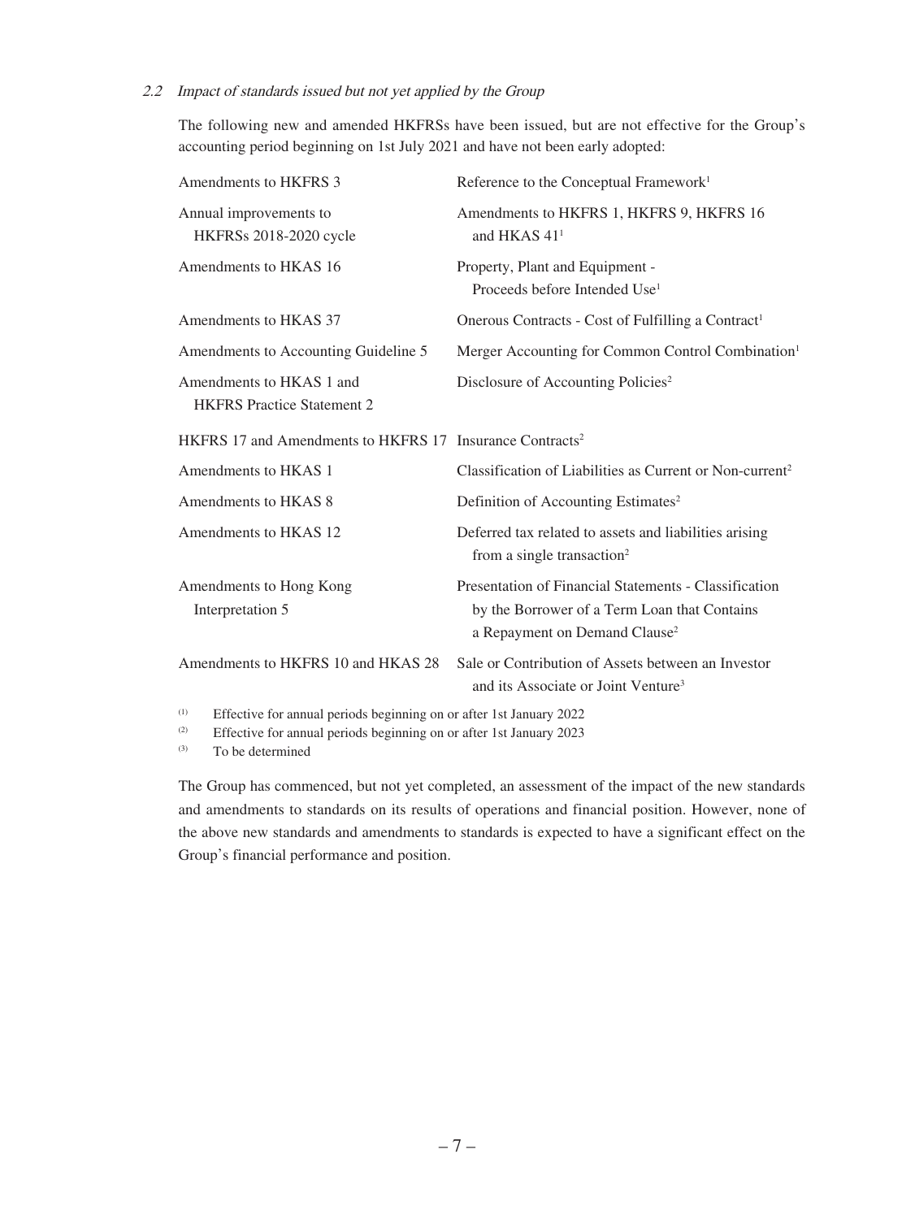*2.2 Impact of standards issued but not yet applied by the Group*

The following new and amended HKFRSs have been issued, but are not effective for the Group's accounting period beginning on 1st July 2021 and have not been early adopted:

| | |
|---|---|
| Amendments to HKFRS 3 | Reference to the Conceptual Framework[1] |
| Annual improvements to HKFRSs 2018-2020 cycle | Amendments to HKFRS 1, HKFRS 9, HKFRS 16 and HKAS 41[1] |
| Amendments to HKAS 16 | Property, Plant and Equipment - Proceeds before Intended Use[1] |
| Amendments to HKAS 37 | Onerous Contracts - Cost of Fulfilling a Contract[1] |
| Amendments to Accounting Guideline 5 | Merger Accounting for Common Control Combination[1] |
| Amendments to HKAS 1 and HKFRS Practice Statement 2 | Disclosure of Accounting Policies[2] |
| HKFRS 17 and Amendments to HKFRS 17 | Insurance Contracts[2] |
| Amendments to HKAS 1 | Classification of Liabilities as Current or Non-current[2] |
| Amendments to HKAS 8 | Definition of Accounting Estimates[2] |
| Amendments to HKAS 12 | Deferred tax related to assets and liabilities arising from a single transaction[2] |
| Amendments to Hong Kong Interpretation 5 | Presentation of Financial Statements - Classification by the Borrower of a Term Loan that Contains a Repayment on Demand Clause[2] |
| Amendments to HKFRS 10 and HKAS 28 | Sale or Contribution of Assets between an Investor and its Associate or Joint Venture[3] |

(1) Effective for annual periods beginning on or after 1st January 2022

(2) Effective for annual periods beginning on or after 1st January 2023

(3) To be determined

The Group has commenced, but not yet completed, an assessment of the impact of the new standards and amendments to standards on its results of operations and financial position. However, none of the above new standards and amendments to standards is expected to have a significant effect on the Group's financial performance and position.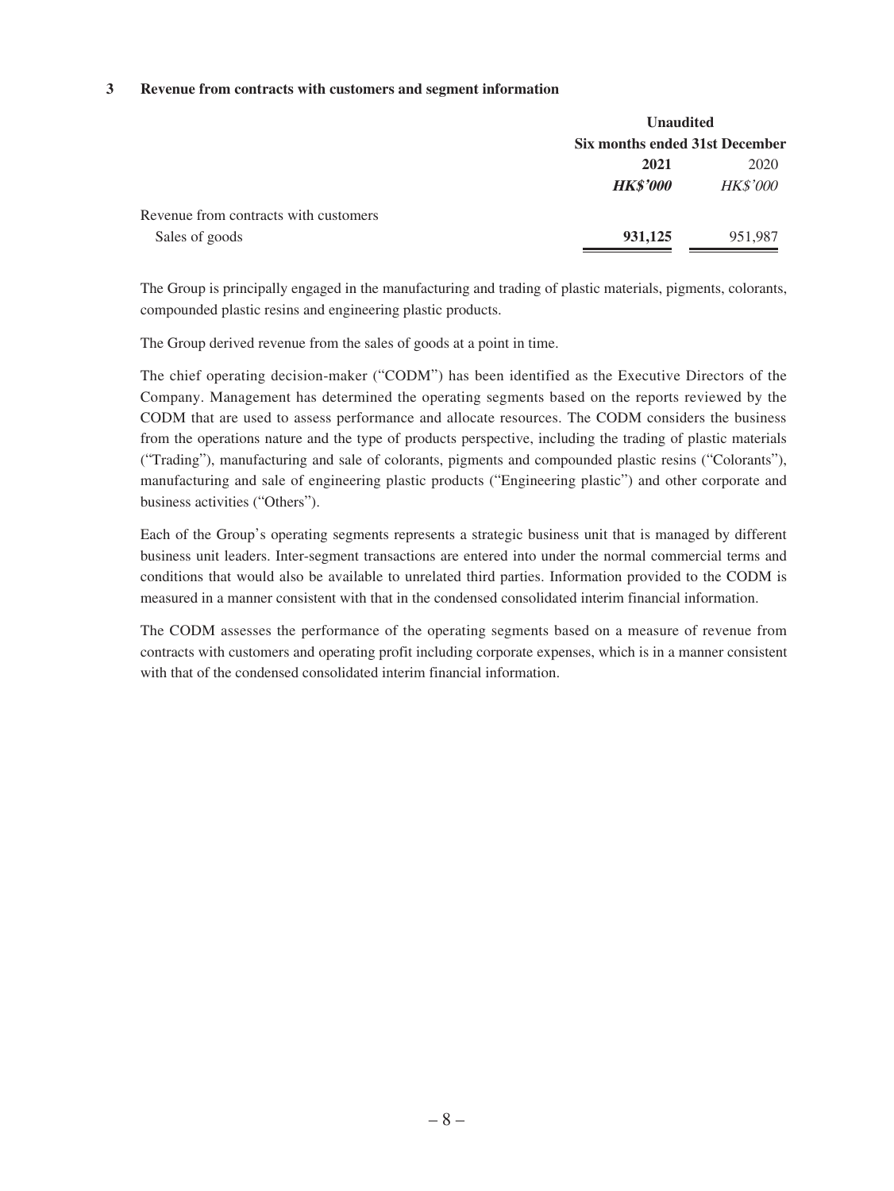### 3 Revenue from contracts with customers and segment information

| | Unaudited | |
|---|---|---|
| | Six months ended 31st December | |
| | **2021** | 2020 |
| | ***HK$'000*** | *HK$'000* |
| Revenue from contracts with customers | | |
| Sales of goods | **931,125** | 951,987 |

The Group is principally engaged in the manufacturing and trading of plastic materials, pigments, colorants, compounded plastic resins and engineering plastic products.

The Group derived revenue from the sales of goods at a point in time.

The chief operating decision-maker ("CODM") has been identified as the Executive Directors of the Company. Management has determined the operating segments based on the reports reviewed by the CODM that are used to assess performance and allocate resources. The CODM considers the business from the operations nature and the type of products perspective, including the trading of plastic materials ("Trading"), manufacturing and sale of colorants, pigments and compounded plastic resins ("Colorants"), manufacturing and sale of engineering plastic products ("Engineering plastic") and other corporate and business activities ("Others").

Each of the Group's operating segments represents a strategic business unit that is managed by different business unit leaders. Inter-segment transactions are entered into under the normal commercial terms and conditions that would also be available to unrelated third parties. Information provided to the CODM is measured in a manner consistent with that in the condensed consolidated interim financial information.

The CODM assesses the performance of the operating segments based on a measure of revenue from contracts with customers and operating profit including corporate expenses, which is in a manner consistent with that of the condensed consolidated interim financial information.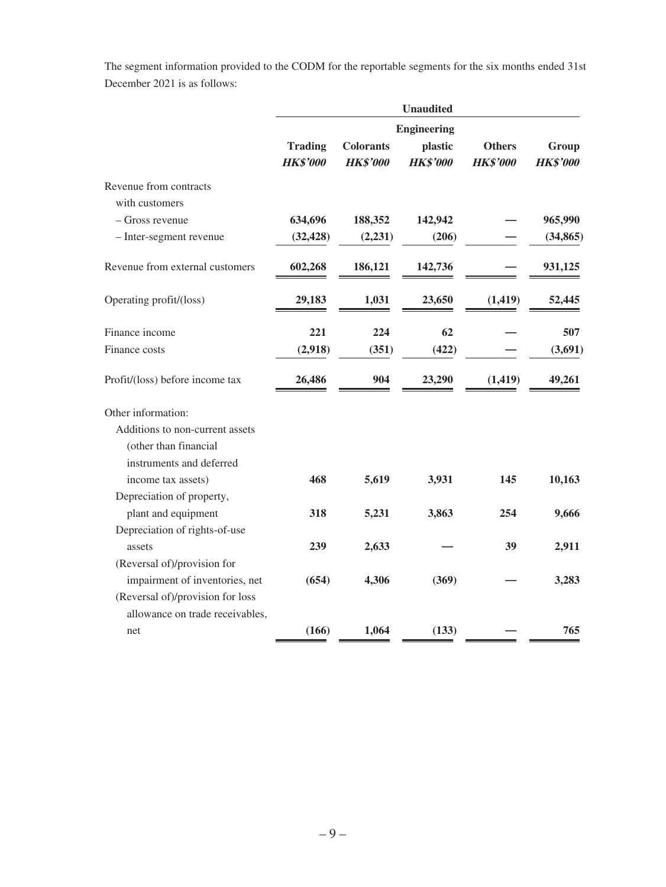The segment information provided to the CODM for the reportable segments for the six months ended 31st December 2021 is as follows:

| | Unaudited | | | | |
|---|---|---|---|---|---|
| | **Trading** | **Colorants** | **Engineering plastic** | **Others** | **Group** |
| | ***HK$'000*** | ***HK$'000*** | ***HK$'000*** | ***HK$'000*** | ***HK$'000*** |
| Revenue from contracts with customers | | | | | |
| – Gross revenue | **634,696** | **188,352** | **142,942** | **—** | **965,990** |
| – Inter-segment revenue | **(32,428)** | **(2,231)** | **(206)** | **—** | **(34,865)** |
| Revenue from external customers | **602,268** | **186,121** | **142,736** | **—** | **931,125** |
| Operating profit/(loss) | **29,183** | **1,031** | **23,650** | **(1,419)** | **52,445** |
| Finance income | **221** | **224** | **62** | **—** | **507** |
| Finance costs | **(2,918)** | **(351)** | **(422)** | **—** | **(3,691)** |
| Profit/(loss) before income tax | **26,486** | **904** | **23,290** | **(1,419)** | **49,261** |
| Other information: | | | | | |
| Additions to non-current assets (other than financial instruments and deferred income tax assets) | **468** | **5,619** | **3,931** | **145** | **10,163** |
| Depreciation of property, plant and equipment | **318** | **5,231** | **3,863** | **254** | **9,666** |
| Depreciation of rights-of-use assets | **239** | **2,633** | **—** | **39** | **2,911** |
| (Reversal of)/provision for impairment of inventories, net | **(654)** | **4,306** | **(369)** | **—** | **3,283** |
| (Reversal of)/provision for loss allowance on trade receivables, net | **(166)** | **1,064** | **(133)** | **—** | **765** |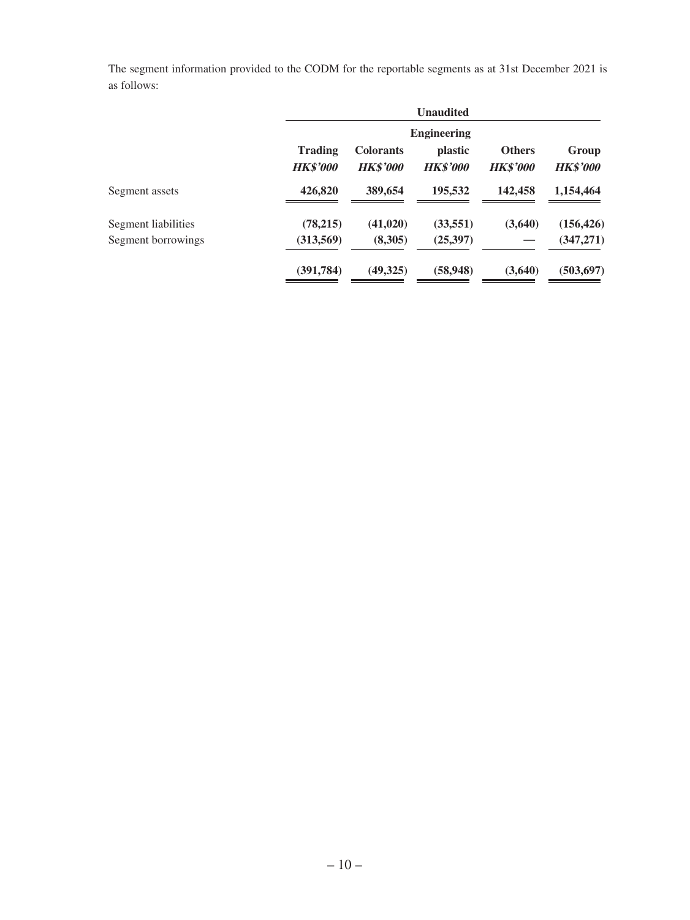The segment information provided to the CODM for the reportable segments as at 31st December 2021 is as follows:

| | Unaudited | | | | |
|---|---|---|---|---|---|
| | Trading | Colorants | Engineering plastic | Others | Group |
| | *HK$'000* | *HK$'000* | *HK$'000* | *HK$'000* | *HK$'000* |
| Segment assets | **426,820** | **389,654** | **195,532** | **142,458** | **1,154,464** |
| Segment liabilities | **(78,215)** | **(41,020)** | **(33,551)** | **(3,640)** | **(156,426)** |
| Segment borrowings | **(313,569)** | **(8,305)** | **(25,397)** | **—** | **(347,271)** |
| | **(391,784)** | **(49,325)** | **(58,948)** | **(3,640)** | **(503,697)** |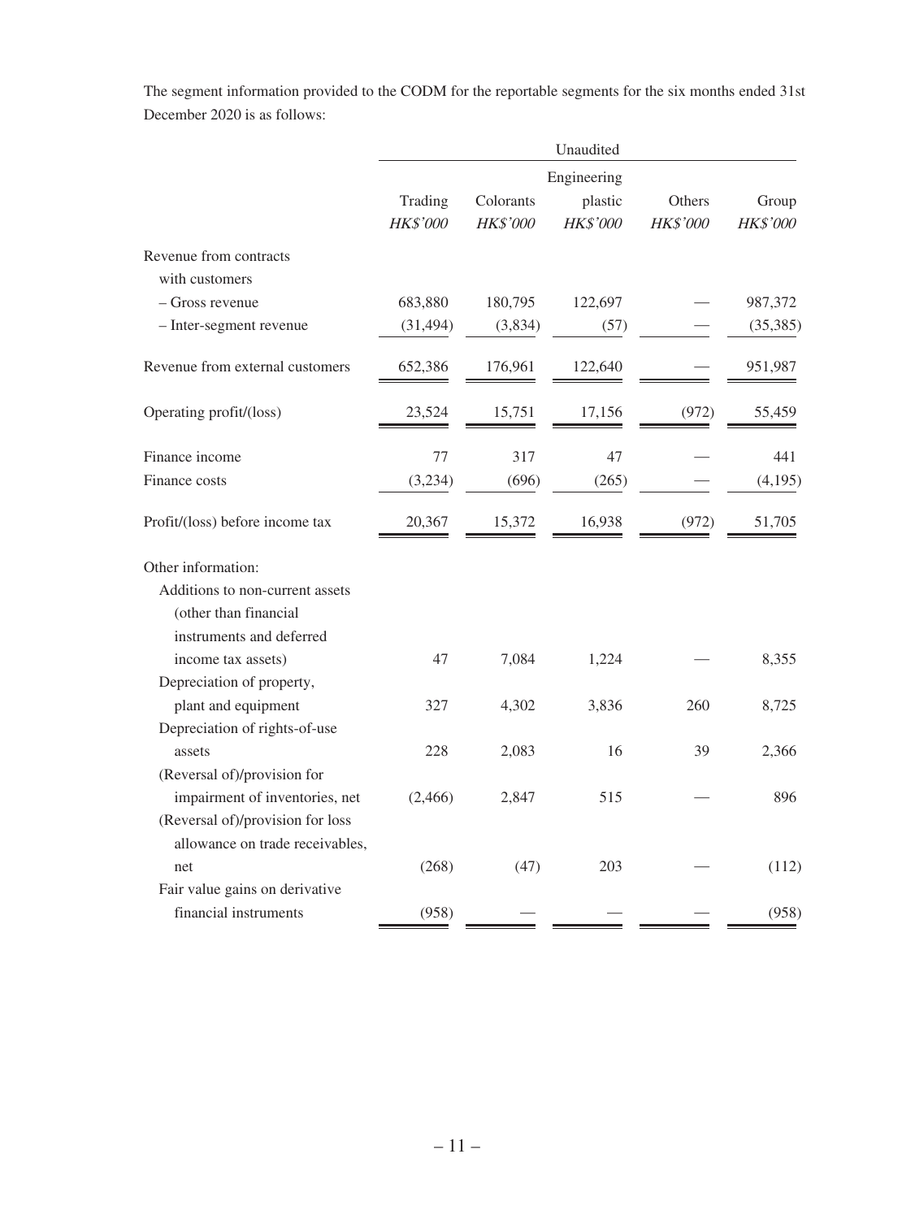The segment information provided to the CODM for the reportable segments for the six months ended 31st December 2020 is as follows:

| | Unaudited | | | | |
|---|---|---|---|---|---|
| | Trading | Colorants | Engineering plastic | Others | Group |
| | *HK$'000* | *HK$'000* | *HK$'000* | *HK$'000* | *HK$'000* |
| Revenue from contracts with customers | | | | | |
| – Gross revenue | 683,880 | 180,795 | 122,697 | — | 987,372 |
| – Inter-segment revenue | (31,494) | (3,834) | (57) | — | (35,385) |
| Revenue from external customers | 652,386 | 176,961 | 122,640 | — | 951,987 |
| Operating profit/(loss) | 23,524 | 15,751 | 17,156 | (972) | 55,459 |
| Finance income | 77 | 317 | 47 | — | 441 |
| Finance costs | (3,234) | (696) | (265) | — | (4,195) |
| Profit/(loss) before income tax | 20,367 | 15,372 | 16,938 | (972) | 51,705 |
| Other information: | | | | | |
| Additions to non-current assets (other than financial instruments and deferred income tax assets) | 47 | 7,084 | 1,224 | — | 8,355 |
| Depreciation of property, plant and equipment | 327 | 4,302 | 3,836 | 260 | 8,725 |
| Depreciation of rights-of-use assets | 228 | 2,083 | 16 | 39 | 2,366 |
| (Reversal of)/provision for impairment of inventories, net | (2,466) | 2,847 | 515 | — | 896 |
| (Reversal of)/provision for loss allowance on trade receivables, net | (268) | (47) | 203 | — | (112) |
| Fair value gains on derivative financial instruments | (958) | — | — | — | (958) |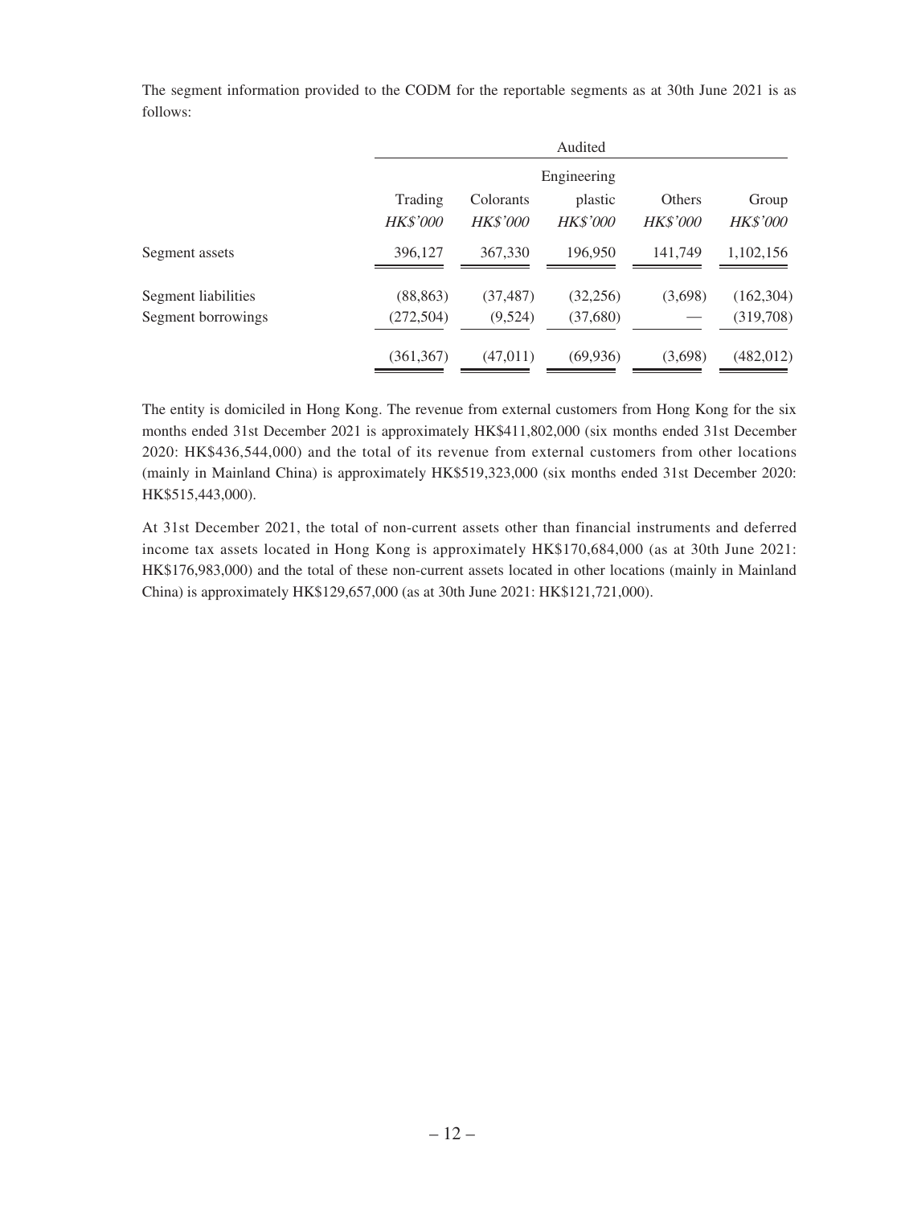The segment information provided to the CODM for the reportable segments as at 30th June 2021 is as follows:

| | Audited | | | | |
|---|---|---|---|---|---|
| | Trading | Colorants | Engineering plastic | Others | Group |
| | *HK$'000* | *HK$'000* | *HK$'000* | *HK$'000* | *HK$'000* |
| Segment assets | 396,127 | 367,330 | 196,950 | 141,749 | 1,102,156 |
| Segment liabilities | (88,863) | (37,487) | (32,256) | (3,698) | (162,304) |
| Segment borrowings | (272,504) | (9,524) | (37,680) | — | (319,708) |
| | (361,367) | (47,011) | (69,936) | (3,698) | (482,012) |

The entity is domiciled in Hong Kong. The revenue from external customers from Hong Kong for the six months ended 31st December 2021 is approximately HK$411,802,000 (six months ended 31st December 2020: HK$436,544,000) and the total of its revenue from external customers from other locations (mainly in Mainland China) is approximately HK$519,323,000 (six months ended 31st December 2020: HK$515,443,000).

At 31st December 2021, the total of non-current assets other than financial instruments and deferred income tax assets located in Hong Kong is approximately HK$170,684,000 (as at 30th June 2021: HK$176,983,000) and the total of these non-current assets located in other locations (mainly in Mainland China) is approximately HK$129,657,000 (as at 30th June 2021: HK$121,721,000).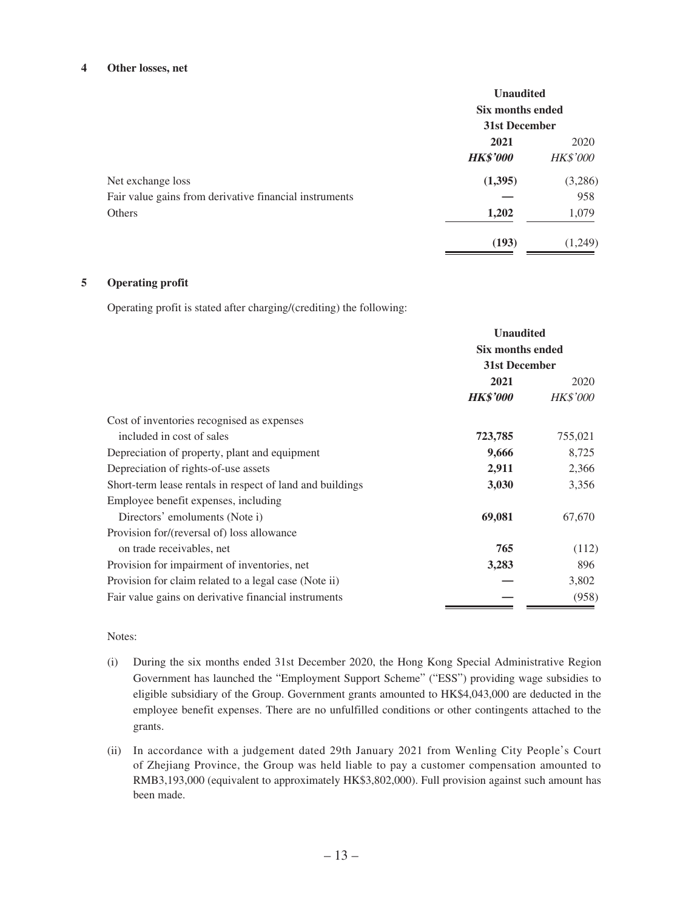## 4 Other losses, net

| | Unaudited | |
|---|---|---|
| | Six months ended 31st December | |
| | **2021** | 2020 |
| | ***HK\$'000*** | *HK\$'000* |
| Net exchange loss | **(1,395)** | (3,286) |
| Fair value gains from derivative financial instruments | **—** | 958 |
| Others | **1,202** | 1,079 |
| | **(193)** | (1,249) |

## 5 Operating profit

Operating profit is stated after charging/(crediting) the following:

| | Unaudited | |
|---|---|---|
| | Six months ended 31st December | |
| | **2021** | 2020 |
| | ***HK\$'000*** | *HK\$'000* |
| Cost of inventories recognised as expenses included in cost of sales | **723,785** | 755,021 |
| Depreciation of property, plant and equipment | **9,666** | 8,725 |
| Depreciation of rights-of-use assets | **2,911** | 2,366 |
| Short-term lease rentals in respect of land and buildings | **3,030** | 3,356 |
| Employee benefit expenses, including Directors' emoluments (Note i) | **69,081** | 67,670 |
| Provision for/(reversal of) loss allowance on trade receivables, net | **765** | (112) |
| Provision for impairment of inventories, net | **3,283** | 896 |
| Provision for claim related to a legal case (Note ii) | **—** | 3,802 |
| Fair value gains on derivative financial instruments | **—** | (958) |

Notes:

(i) During the six months ended 31st December 2020, the Hong Kong Special Administrative Region Government has launched the "Employment Support Scheme" ("ESS") providing wage subsidies to eligible subsidiary of the Group. Government grants amounted to HK\$4,043,000 are deducted in the employee benefit expenses. There are no unfulfilled conditions or other contingents attached to the grants.

(ii) In accordance with a judgement dated 29th January 2021 from Wenling City People's Court of Zhejiang Province, the Group was held liable to pay a customer compensation amounted to RMB3,193,000 (equivalent to approximately HK\$3,802,000). Full provision against such amount has been made.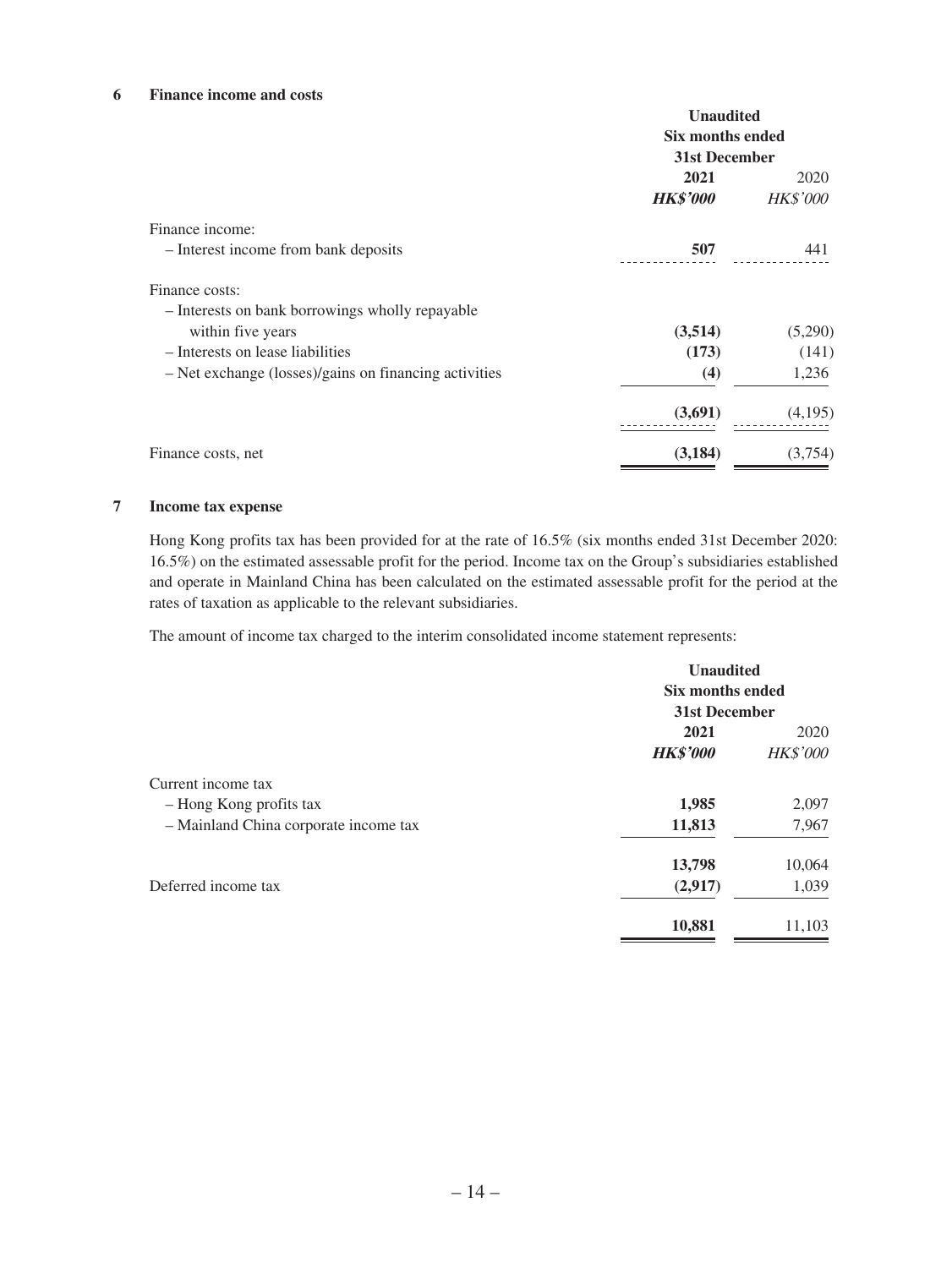## 6 Finance income and costs

| | Unaudited Six months ended 31st December | |
|---|---|---|
| | **2021** | 2020 |
| | ***HK$'000*** | *HK$'000* |
| Finance income: | | |
| – Interest income from bank deposits | **507** | 441 |
| Finance costs: | | |
| – Interests on bank borrowings wholly repayable within five years | **(3,514)** | (5,290) |
| – Interests on lease liabilities | **(173)** | (141) |
| – Net exchange (losses)/gains on financing activities | **(4)** | 1,236 |
| | **(3,691)** | (4,195) |
| Finance costs, net | **(3,184)** | (3,754) |

## 7 Income tax expense

Hong Kong profits tax has been provided for at the rate of 16.5% (six months ended 31st December 2020: 16.5%) on the estimated assessable profit for the period. Income tax on the Group's subsidiaries established and operate in Mainland China has been calculated on the estimated assessable profit for the period at the rates of taxation as applicable to the relevant subsidiaries.

The amount of income tax charged to the interim consolidated income statement represents:

| | Unaudited Six months ended 31st December | |
|---|---|---|
| | **2021** | 2020 |
| | ***HK$'000*** | *HK$'000* |
| Current income tax | | |
| – Hong Kong profits tax | **1,985** | 2,097 |
| – Mainland China corporate income tax | **11,813** | 7,967 |
| | **13,798** | 10,064 |
| Deferred income tax | **(2,917)** | 1,039 |
| | **10,881** | 11,103 |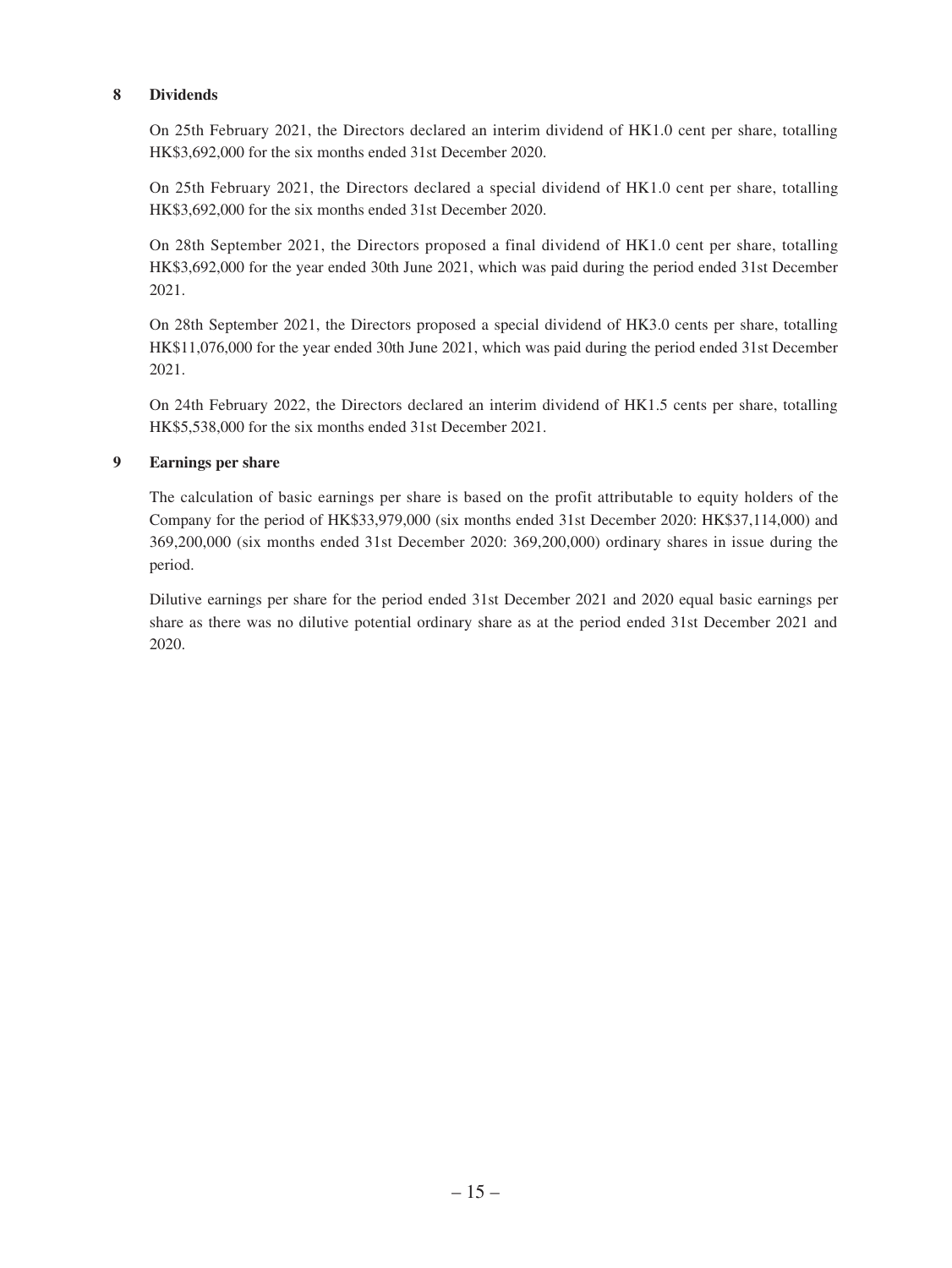## 8 Dividends

On 25th February 2021, the Directors declared an interim dividend of HK1.0 cent per share, totalling HK$3,692,000 for the six months ended 31st December 2020.

On 25th February 2021, the Directors declared a special dividend of HK1.0 cent per share, totalling HK$3,692,000 for the six months ended 31st December 2020.

On 28th September 2021, the Directors proposed a final dividend of HK1.0 cent per share, totalling HK$3,692,000 for the year ended 30th June 2021, which was paid during the period ended 31st December 2021.

On 28th September 2021, the Directors proposed a special dividend of HK3.0 cents per share, totalling HK$11,076,000 for the year ended 30th June 2021, which was paid during the period ended 31st December 2021.

On 24th February 2022, the Directors declared an interim dividend of HK1.5 cents per share, totalling HK$5,538,000 for the six months ended 31st December 2021.

## 9 Earnings per share

The calculation of basic earnings per share is based on the profit attributable to equity holders of the Company for the period of HK$33,979,000 (six months ended 31st December 2020: HK$37,114,000) and 369,200,000 (six months ended 31st December 2020: 369,200,000) ordinary shares in issue during the period.

Dilutive earnings per share for the period ended 31st December 2021 and 2020 equal basic earnings per share as there was no dilutive potential ordinary share as at the period ended 31st December 2021 and 2020.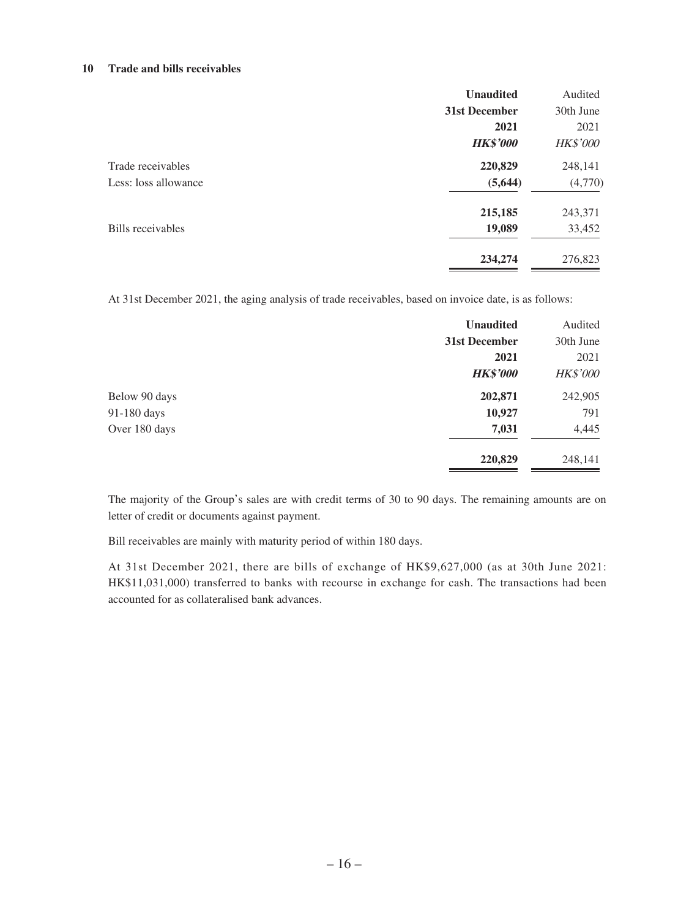## 10 Trade and bills receivables

| | **Unaudited** | Audited |
|---|---|---|
| | **31st December** | 30th June |
| | **2021** | 2021 |
| | ***HK$'000*** | *HK$'000* |
| Trade receivables | **220,829** | 248,141 |
| Less: loss allowance | **(5,644)** | (4,770) |
| | **215,185** | 243,371 |
| Bills receivables | **19,089** | 33,452 |
| | **234,274** | 276,823 |

At 31st December 2021, the aging analysis of trade receivables, based on invoice date, is as follows:

| | **Unaudited** | Audited |
|---|---|---|
| | **31st December** | 30th June |
| | **2021** | 2021 |
| | ***HK$'000*** | *HK$'000* |
| Below 90 days | **202,871** | 242,905 |
| 91-180 days | **10,927** | 791 |
| Over 180 days | **7,031** | 4,445 |
| | **220,829** | 248,141 |

The majority of the Group's sales are with credit terms of 30 to 90 days. The remaining amounts are on letter of credit or documents against payment.

Bill receivables are mainly with maturity period of within 180 days.

At 31st December 2021, there are bills of exchange of HK$9,627,000 (as at 30th June 2021: HK$11,031,000) transferred to banks with recourse in exchange for cash. The transactions had been accounted for as collateralised bank advances.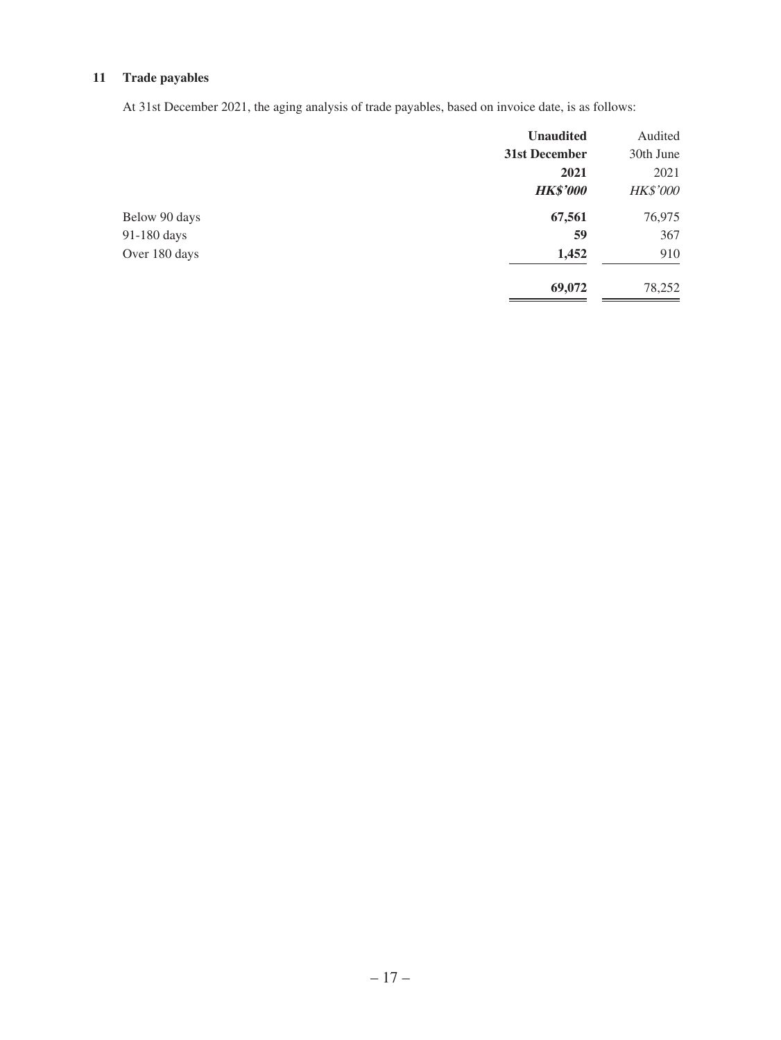## 11 Trade payables

At 31st December 2021, the aging analysis of trade payables, based on invoice date, is as follows:

| | **Unaudited 31st December 2021** | Audited 30th June 2021 |
|---|---|---|
| | ***HK$'000*** | *HK$'000* |
| Below 90 days | **67,561** | 76,975 |
| 91-180 days | **59** | 367 |
| Over 180 days | **1,452** | 910 |
| | **69,072** | 78,252 |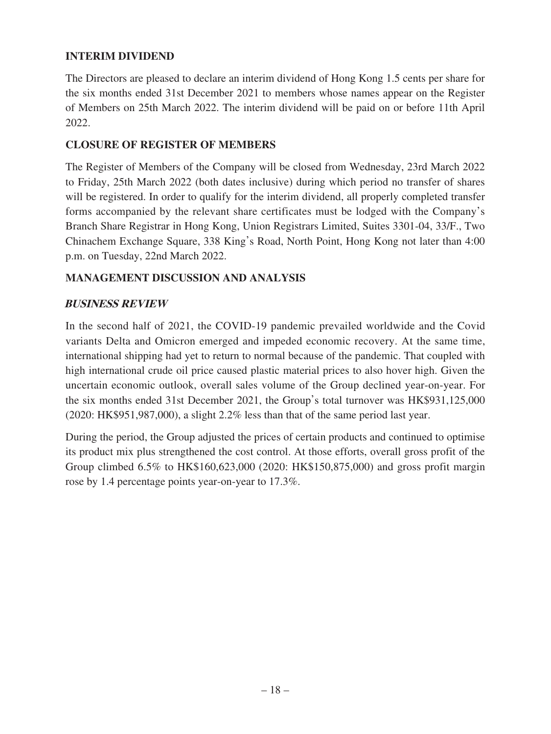## INTERIM DIVIDEND

The Directors are pleased to declare an interim dividend of Hong Kong 1.5 cents per share for the six months ended 31st December 2021 to members whose names appear on the Register of Members on 25th March 2022. The interim dividend will be paid on or before 11th April 2022.

## CLOSURE OF REGISTER OF MEMBERS

The Register of Members of the Company will be closed from Wednesday, 23rd March 2022 to Friday, 25th March 2022 (both dates inclusive) during which period no transfer of shares will be registered. In order to qualify for the interim dividend, all properly completed transfer forms accompanied by the relevant share certificates must be lodged with the Company's Branch Share Registrar in Hong Kong, Union Registrars Limited, Suites 3301-04, 33/F., Two Chinachem Exchange Square, 338 King's Road, North Point, Hong Kong not later than 4:00 p.m. on Tuesday, 22nd March 2022.

## MANAGEMENT DISCUSSION AND ANALYSIS

### *BUSINESS REVIEW*

In the second half of 2021, the COVID-19 pandemic prevailed worldwide and the Covid variants Delta and Omicron emerged and impeded economic recovery. At the same time, international shipping had yet to return to normal because of the pandemic. That coupled with high international crude oil price caused plastic material prices to also hover high. Given the uncertain economic outlook, overall sales volume of the Group declined year-on-year. For the six months ended 31st December 2021, the Group's total turnover was HK$931,125,000 (2020: HK$951,987,000), a slight 2.2% less than that of the same period last year.

During the period, the Group adjusted the prices of certain products and continued to optimise its product mix plus strengthened the cost control. At those efforts, overall gross profit of the Group climbed 6.5% to HK$160,623,000 (2020: HK$150,875,000) and gross profit margin rose by 1.4 percentage points year-on-year to 17.3%.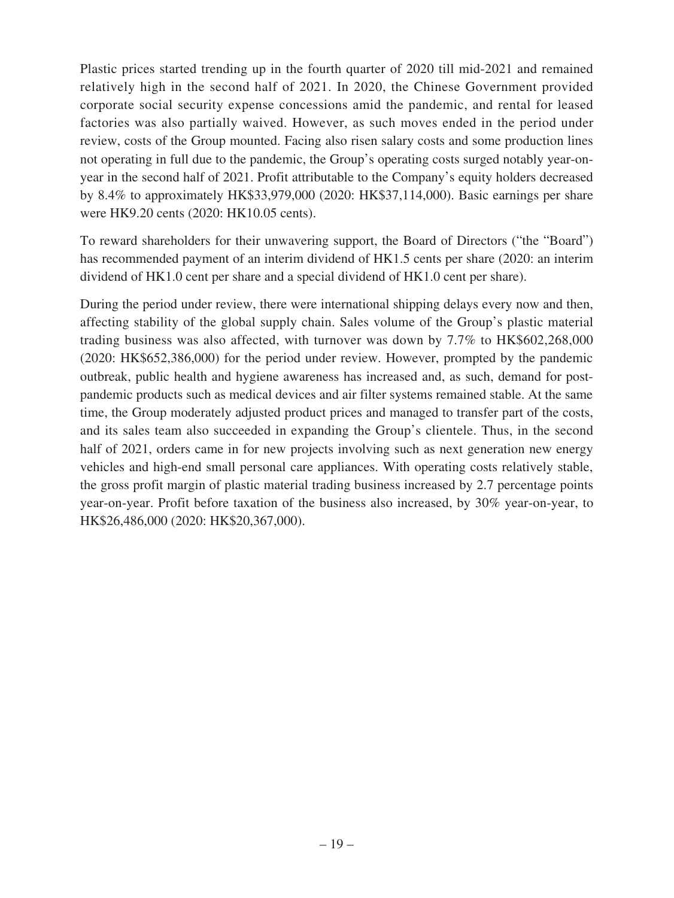Plastic prices started trending up in the fourth quarter of 2020 till mid-2021 and remained relatively high in the second half of 2021. In 2020, the Chinese Government provided corporate social security expense concessions amid the pandemic, and rental for leased factories was also partially waived. However, as such moves ended in the period under review, costs of the Group mounted. Facing also risen salary costs and some production lines not operating in full due to the pandemic, the Group's operating costs surged notably year-on-year in the second half of 2021. Profit attributable to the Company's equity holders decreased by 8.4% to approximately HK$33,979,000 (2020: HK$37,114,000). Basic earnings per share were HK9.20 cents (2020: HK10.05 cents).

To reward shareholders for their unwavering support, the Board of Directors ("the "Board") has recommended payment of an interim dividend of HK1.5 cents per share (2020: an interim dividend of HK1.0 cent per share and a special dividend of HK1.0 cent per share).

During the period under review, there were international shipping delays every now and then, affecting stability of the global supply chain. Sales volume of the Group's plastic material trading business was also affected, with turnover was down by 7.7% to HK$602,268,000 (2020: HK$652,386,000) for the period under review. However, prompted by the pandemic outbreak, public health and hygiene awareness has increased and, as such, demand for post-pandemic products such as medical devices and air filter systems remained stable. At the same time, the Group moderately adjusted product prices and managed to transfer part of the costs, and its sales team also succeeded in expanding the Group's clientele. Thus, in the second half of 2021, orders came in for new projects involving such as next generation new energy vehicles and high-end small personal care appliances. With operating costs relatively stable, the gross profit margin of plastic material trading business increased by 2.7 percentage points year-on-year. Profit before taxation of the business also increased, by 30% year-on-year, to HK$26,486,000 (2020: HK$20,367,000).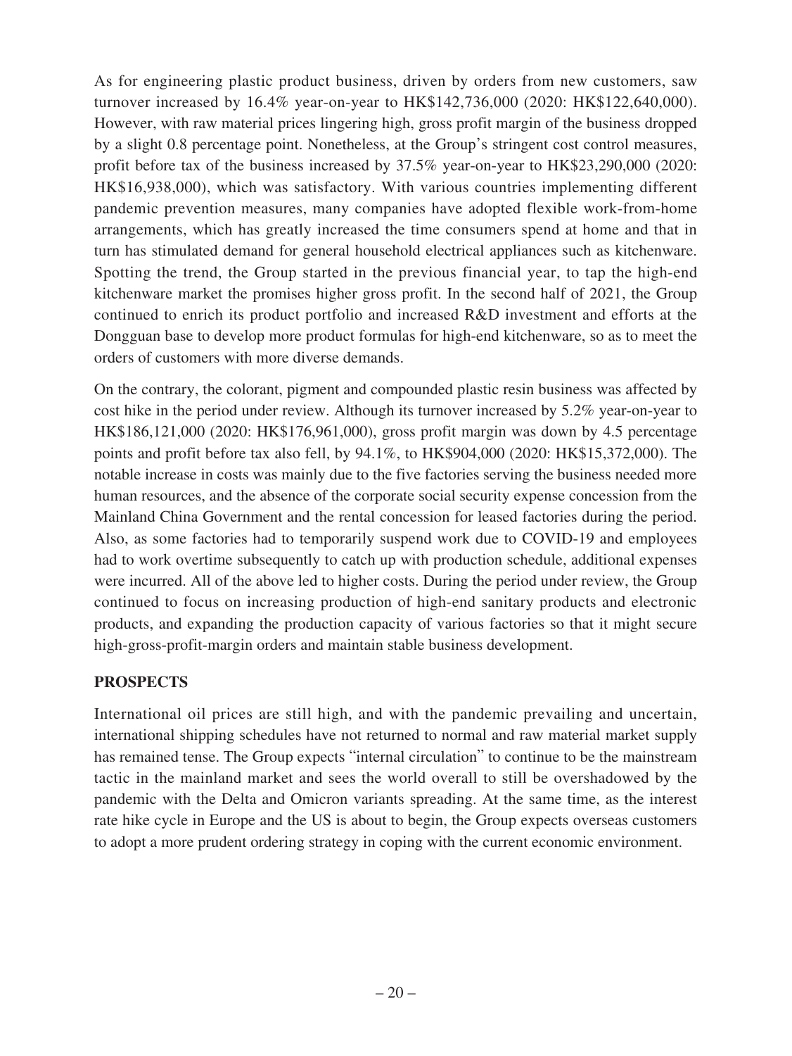As for engineering plastic product business, driven by orders from new customers, saw turnover increased by 16.4% year-on-year to HK$142,736,000 (2020: HK$122,640,000). However, with raw material prices lingering high, gross profit margin of the business dropped by a slight 0.8 percentage point. Nonetheless, at the Group's stringent cost control measures, profit before tax of the business increased by 37.5% year-on-year to HK$23,290,000 (2020: HK$16,938,000), which was satisfactory. With various countries implementing different pandemic prevention measures, many companies have adopted flexible work-from-home arrangements, which has greatly increased the time consumers spend at home and that in turn has stimulated demand for general household electrical appliances such as kitchenware. Spotting the trend, the Group started in the previous financial year, to tap the high-end kitchenware market the promises higher gross profit. In the second half of 2021, the Group continued to enrich its product portfolio and increased R&D investment and efforts at the Dongguan base to develop more product formulas for high-end kitchenware, so as to meet the orders of customers with more diverse demands.

On the contrary, the colorant, pigment and compounded plastic resin business was affected by cost hike in the period under review. Although its turnover increased by 5.2% year-on-year to HK$186,121,000 (2020: HK$176,961,000), gross profit margin was down by 4.5 percentage points and profit before tax also fell, by 94.1%, to HK$904,000 (2020: HK$15,372,000). The notable increase in costs was mainly due to the five factories serving the business needed more human resources, and the absence of the corporate social security expense concession from the Mainland China Government and the rental concession for leased factories during the period. Also, as some factories had to temporarily suspend work due to COVID-19 and employees had to work overtime subsequently to catch up with production schedule, additional expenses were incurred. All of the above led to higher costs. During the period under review, the Group continued to focus on increasing production of high-end sanitary products and electronic products, and expanding the production capacity of various factories so that it might secure high-gross-profit-margin orders and maintain stable business development.

## PROSPECTS

International oil prices are still high, and with the pandemic prevailing and uncertain, international shipping schedules have not returned to normal and raw material market supply has remained tense. The Group expects "internal circulation" to continue to be the mainstream tactic in the mainland market and sees the world overall to still be overshadowed by the pandemic with the Delta and Omicron variants spreading. At the same time, as the interest rate hike cycle in Europe and the US is about to begin, the Group expects overseas customers to adopt a more prudent ordering strategy in coping with the current economic environment.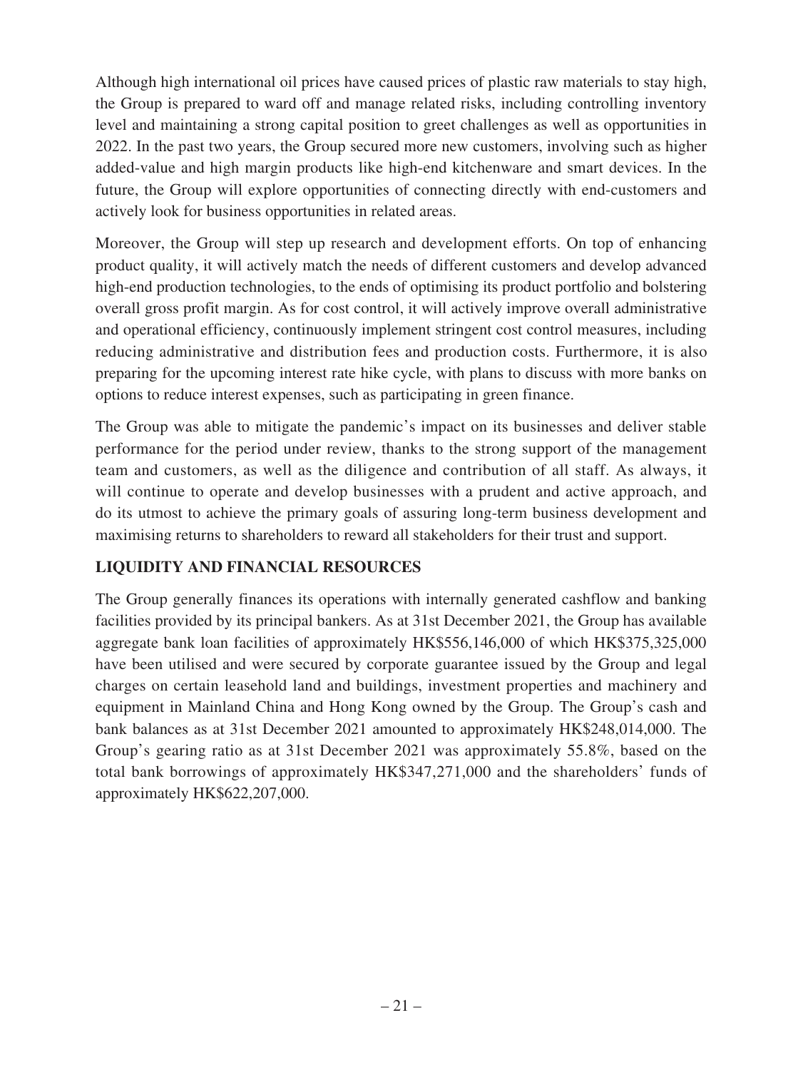Although high international oil prices have caused prices of plastic raw materials to stay high, the Group is prepared to ward off and manage related risks, including controlling inventory level and maintaining a strong capital position to greet challenges as well as opportunities in 2022. In the past two years, the Group secured more new customers, involving such as higher added-value and high margin products like high-end kitchenware and smart devices. In the future, the Group will explore opportunities of connecting directly with end-customers and actively look for business opportunities in related areas.

Moreover, the Group will step up research and development efforts. On top of enhancing product quality, it will actively match the needs of different customers and develop advanced high-end production technologies, to the ends of optimising its product portfolio and bolstering overall gross profit margin. As for cost control, it will actively improve overall administrative and operational efficiency, continuously implement stringent cost control measures, including reducing administrative and distribution fees and production costs. Furthermore, it is also preparing for the upcoming interest rate hike cycle, with plans to discuss with more banks on options to reduce interest expenses, such as participating in green finance.

The Group was able to mitigate the pandemic's impact on its businesses and deliver stable performance for the period under review, thanks to the strong support of the management team and customers, as well as the diligence and contribution of all staff. As always, it will continue to operate and develop businesses with a prudent and active approach, and do its utmost to achieve the primary goals of assuring long-term business development and maximising returns to shareholders to reward all stakeholders for their trust and support.

## LIQUIDITY AND FINANCIAL RESOURCES

The Group generally finances its operations with internally generated cashflow and banking facilities provided by its principal bankers. As at 31st December 2021, the Group has available aggregate bank loan facilities of approximately HK$556,146,000 of which HK$375,325,000 have been utilised and were secured by corporate guarantee issued by the Group and legal charges on certain leasehold land and buildings, investment properties and machinery and equipment in Mainland China and Hong Kong owned by the Group. The Group's cash and bank balances as at 31st December 2021 amounted to approximately HK$248,014,000. The Group's gearing ratio as at 31st December 2021 was approximately 55.8%, based on the total bank borrowings of approximately HK$347,271,000 and the shareholders' funds of approximately HK$622,207,000.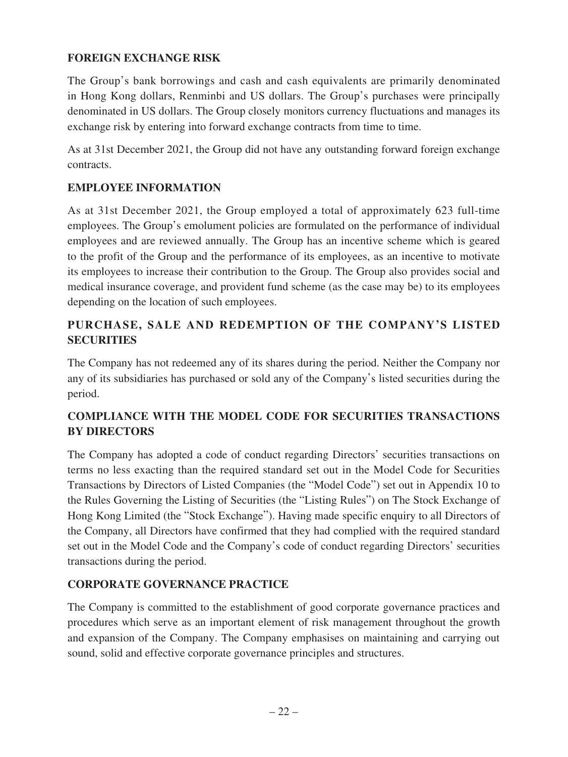## FOREIGN EXCHANGE RISK

The Group's bank borrowings and cash and cash equivalents are primarily denominated in Hong Kong dollars, Renminbi and US dollars. The Group's purchases were principally denominated in US dollars. The Group closely monitors currency fluctuations and manages its exchange risk by entering into forward exchange contracts from time to time.

As at 31st December 2021, the Group did not have any outstanding forward foreign exchange contracts.

## EMPLOYEE INFORMATION

As at 31st December 2021, the Group employed a total of approximately 623 full-time employees. The Group's emolument policies are formulated on the performance of individual employees and are reviewed annually. The Group has an incentive scheme which is geared to the profit of the Group and the performance of its employees, as an incentive to motivate its employees to increase their contribution to the Group. The Group also provides social and medical insurance coverage, and provident fund scheme (as the case may be) to its employees depending on the location of such employees.

## PURCHASE, SALE AND REDEMPTION OF THE COMPANY'S LISTED SECURITIES

The Company has not redeemed any of its shares during the period. Neither the Company nor any of its subsidiaries has purchased or sold any of the Company's listed securities during the period.

## COMPLIANCE WITH THE MODEL CODE FOR SECURITIES TRANSACTIONS BY DIRECTORS

The Company has adopted a code of conduct regarding Directors' securities transactions on terms no less exacting than the required standard set out in the Model Code for Securities Transactions by Directors of Listed Companies (the "Model Code") set out in Appendix 10 to the Rules Governing the Listing of Securities (the "Listing Rules") on The Stock Exchange of Hong Kong Limited (the "Stock Exchange"). Having made specific enquiry to all Directors of the Company, all Directors have confirmed that they had complied with the required standard set out in the Model Code and the Company's code of conduct regarding Directors' securities transactions during the period.

## CORPORATE GOVERNANCE PRACTICE

The Company is committed to the establishment of good corporate governance practices and procedures which serve as an important element of risk management throughout the growth and expansion of the Company. The Company emphasises on maintaining and carrying out sound, solid and effective corporate governance principles and structures.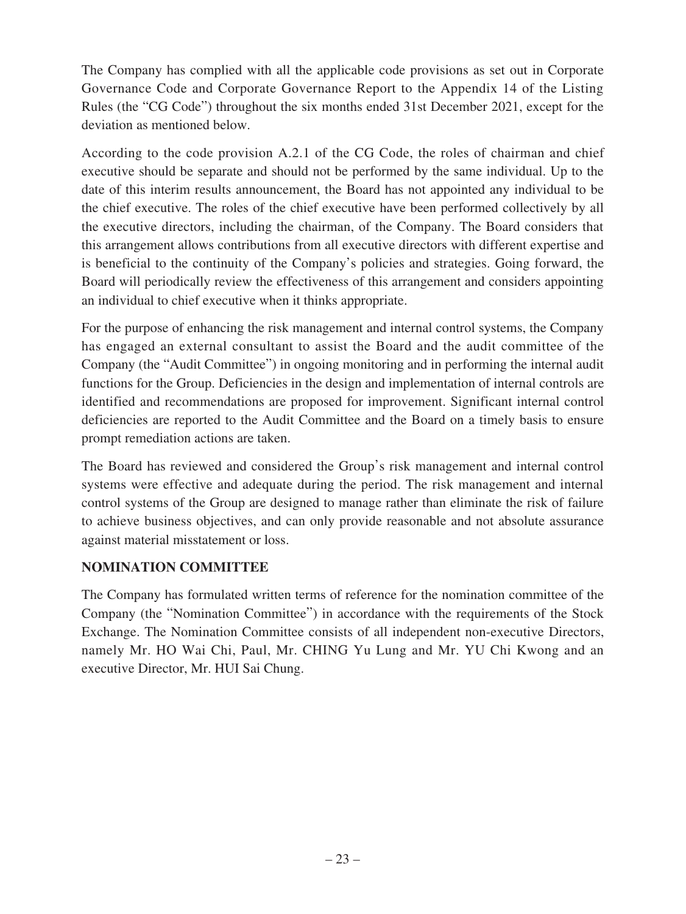The Company has complied with all the applicable code provisions as set out in Corporate Governance Code and Corporate Governance Report to the Appendix 14 of the Listing Rules (the "CG Code") throughout the six months ended 31st December 2021, except for the deviation as mentioned below.

According to the code provision A.2.1 of the CG Code, the roles of chairman and chief executive should be separate and should not be performed by the same individual. Up to the date of this interim results announcement, the Board has not appointed any individual to be the chief executive. The roles of the chief executive have been performed collectively by all the executive directors, including the chairman, of the Company. The Board considers that this arrangement allows contributions from all executive directors with different expertise and is beneficial to the continuity of the Company's policies and strategies. Going forward, the Board will periodically review the effectiveness of this arrangement and considers appointing an individual to chief executive when it thinks appropriate.

For the purpose of enhancing the risk management and internal control systems, the Company has engaged an external consultant to assist the Board and the audit committee of the Company (the "Audit Committee") in ongoing monitoring and in performing the internal audit functions for the Group. Deficiencies in the design and implementation of internal controls are identified and recommendations are proposed for improvement. Significant internal control deficiencies are reported to the Audit Committee and the Board on a timely basis to ensure prompt remediation actions are taken.

The Board has reviewed and considered the Group's risk management and internal control systems were effective and adequate during the period. The risk management and internal control systems of the Group are designed to manage rather than eliminate the risk of failure to achieve business objectives, and can only provide reasonable and not absolute assurance against material misstatement or loss.

## NOMINATION COMMITTEE

The Company has formulated written terms of reference for the nomination committee of the Company (the "Nomination Committee") in accordance with the requirements of the Stock Exchange. The Nomination Committee consists of all independent non-executive Directors, namely Mr. HO Wai Chi, Paul, Mr. CHING Yu Lung and Mr. YU Chi Kwong and an executive Director, Mr. HUI Sai Chung.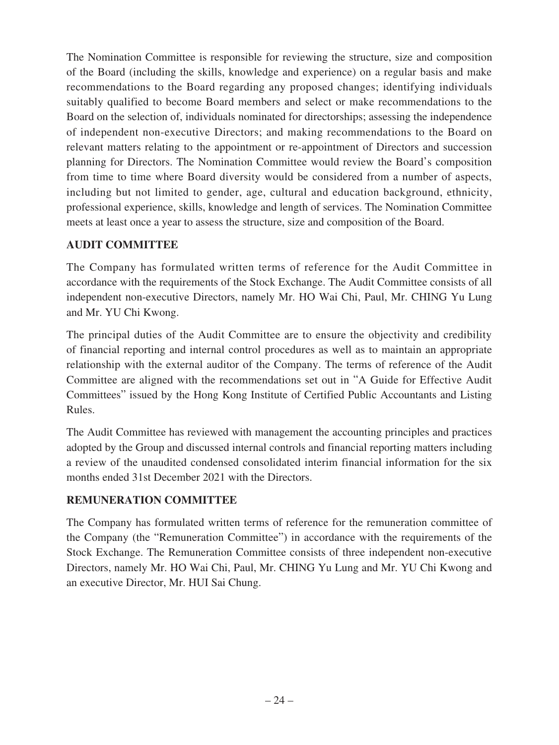The Nomination Committee is responsible for reviewing the structure, size and composition of the Board (including the skills, knowledge and experience) on a regular basis and make recommendations to the Board regarding any proposed changes; identifying individuals suitably qualified to become Board members and select or make recommendations to the Board on the selection of, individuals nominated for directorships; assessing the independence of independent non-executive Directors; and making recommendations to the Board on relevant matters relating to the appointment or re-appointment of Directors and succession planning for Directors. The Nomination Committee would review the Board's composition from time to time where Board diversity would be considered from a number of aspects, including but not limited to gender, age, cultural and education background, ethnicity, professional experience, skills, knowledge and length of services. The Nomination Committee meets at least once a year to assess the structure, size and composition of the Board.

## AUDIT COMMITTEE

The Company has formulated written terms of reference for the Audit Committee in accordance with the requirements of the Stock Exchange. The Audit Committee consists of all independent non-executive Directors, namely Mr. HO Wai Chi, Paul, Mr. CHING Yu Lung and Mr. YU Chi Kwong.

The principal duties of the Audit Committee are to ensure the objectivity and credibility of financial reporting and internal control procedures as well as to maintain an appropriate relationship with the external auditor of the Company. The terms of reference of the Audit Committee are aligned with the recommendations set out in "A Guide for Effective Audit Committees" issued by the Hong Kong Institute of Certified Public Accountants and Listing Rules.

The Audit Committee has reviewed with management the accounting principles and practices adopted by the Group and discussed internal controls and financial reporting matters including a review of the unaudited condensed consolidated interim financial information for the six months ended 31st December 2021 with the Directors.

## REMUNERATION COMMITTEE

The Company has formulated written terms of reference for the remuneration committee of the Company (the "Remuneration Committee") in accordance with the requirements of the Stock Exchange. The Remuneration Committee consists of three independent non-executive Directors, namely Mr. HO Wai Chi, Paul, Mr. CHING Yu Lung and Mr. YU Chi Kwong and an executive Director, Mr. HUI Sai Chung.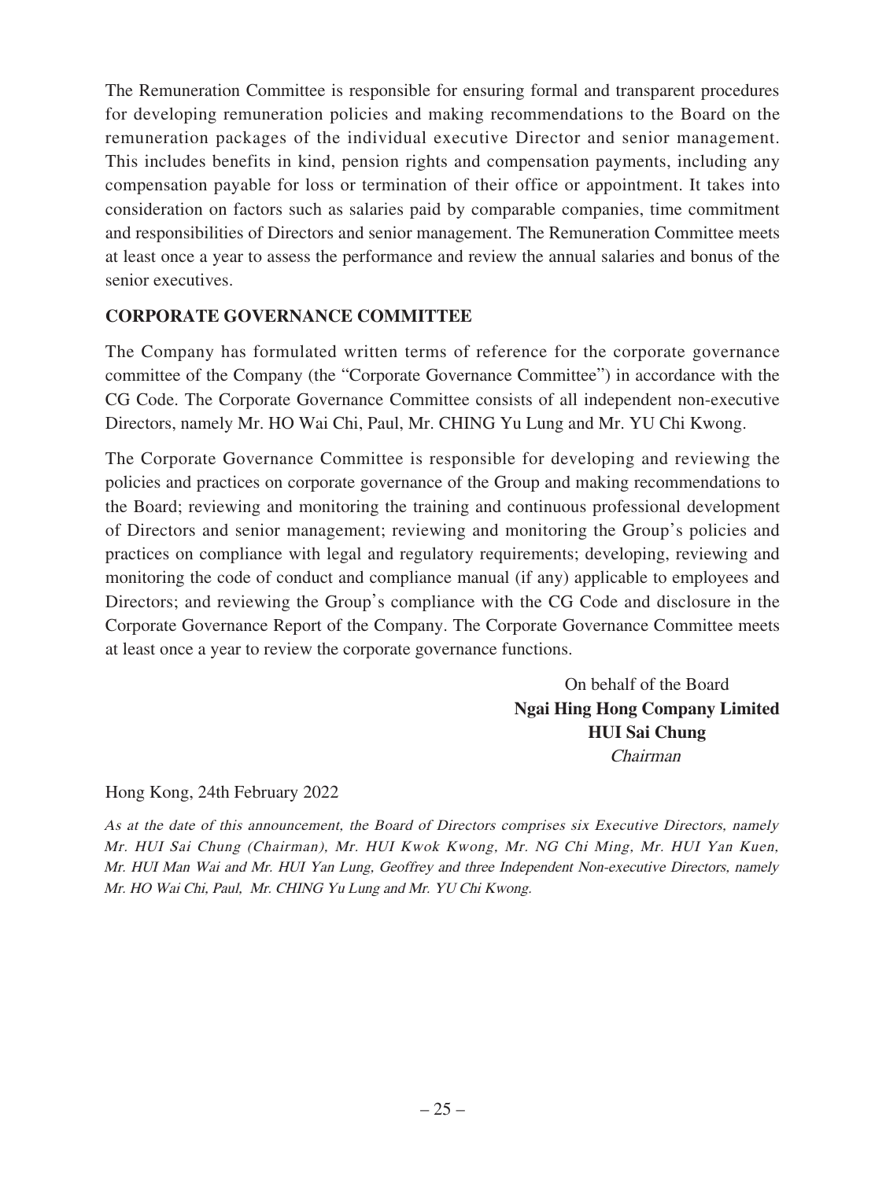The Remuneration Committee is responsible for ensuring formal and transparent procedures for developing remuneration policies and making recommendations to the Board on the remuneration packages of the individual executive Director and senior management. This includes benefits in kind, pension rights and compensation payments, including any compensation payable for loss or termination of their office or appointment. It takes into consideration on factors such as salaries paid by comparable companies, time commitment and responsibilities of Directors and senior management. The Remuneration Committee meets at least once a year to assess the performance and review the annual salaries and bonus of the senior executives.

## CORPORATE GOVERNANCE COMMITTEE

The Company has formulated written terms of reference for the corporate governance committee of the Company (the "Corporate Governance Committee") in accordance with the CG Code. The Corporate Governance Committee consists of all independent non-executive Directors, namely Mr. HO Wai Chi, Paul, Mr. CHING Yu Lung and Mr. YU Chi Kwong.

The Corporate Governance Committee is responsible for developing and reviewing the policies and practices on corporate governance of the Group and making recommendations to the Board; reviewing and monitoring the training and continuous professional development of Directors and senior management; reviewing and monitoring the Group's policies and practices on compliance with legal and regulatory requirements; developing, reviewing and monitoring the code of conduct and compliance manual (if any) applicable to employees and Directors; and reviewing the Group's compliance with the CG Code and disclosure in the Corporate Governance Report of the Company. The Corporate Governance Committee meets at least once a year to review the corporate governance functions.

On behalf of the Board
**Ngai Hing Hong Company Limited**
**HUI Sai Chung**
*Chairman*

Hong Kong, 24th February 2022

*As at the date of this announcement, the Board of Directors comprises six Executive Directors, namely Mr. HUI Sai Chung (Chairman), Mr. HUI Kwok Kwong, Mr. NG Chi Ming, Mr. HUI Yan Kuen, Mr. HUI Man Wai and Mr. HUI Yan Lung, Geoffrey and three Independent Non-executive Directors, namely Mr. HO Wai Chi, Paul, Mr. CHING Yu Lung and Mr. YU Chi Kwong.*